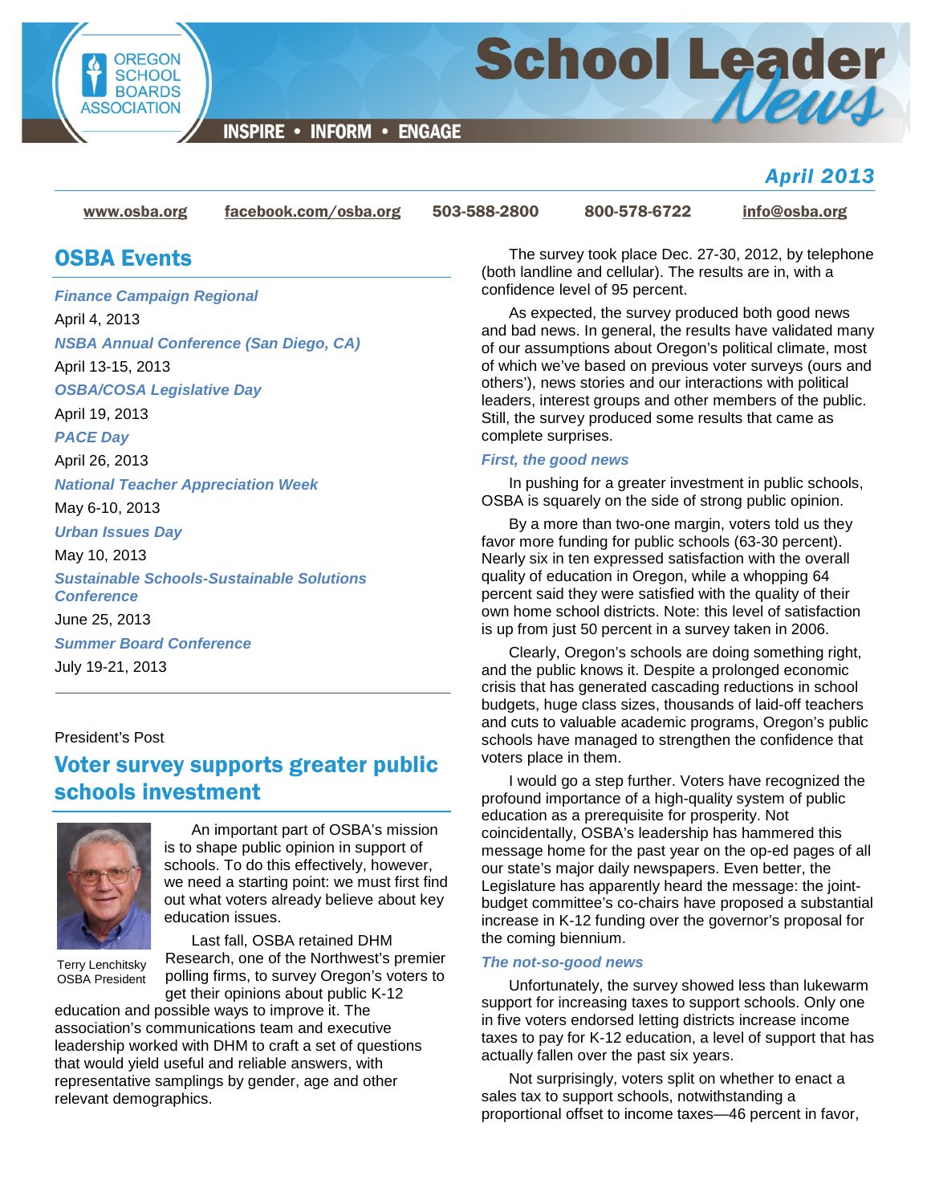# School Leader News

INSPIRE • INFORM • ENGAGE

Oregon School Boards Association

*April 2013*

www.osba.org | facebook.com/osba.org | 503-588-2800 | 800-578-6722 | info@osba.org

## OSBA Events

***Finance Campaign Regional***
April 4, 2013

***NSBA Annual Conference (San Diego, CA)***
April 13-15, 2013

***OSBA/COSA Legislative Day***
April 19, 2013

***PACE Day***
April 26, 2013

***National Teacher Appreciation Week***
May 6-10, 2013

***Urban Issues Day***
May 10, 2013

***Sustainable Schools-Sustainable Solutions Conference***
June 25, 2013

***Summer Board Conference***
July 19-21, 2013

President's Post

## Voter survey supports greater public schools investment

Terry Lenchitsky
OSBA President

An important part of OSBA's mission is to shape public opinion in support of schools. To do this effectively, however, we need a starting point: we must first find out what voters already believe about key education issues.

Last fall, OSBA retained DHM Research, one of the Northwest's premier polling firms, to survey Oregon's voters to get their opinions about public K-12 education and possible ways to improve it. The association's communications team and executive leadership worked with DHM to craft a set of questions that would yield useful and reliable answers, with representative samplings by gender, age and other relevant demographics.

The survey took place Dec. 27-30, 2012, by telephone (both landline and cellular). The results are in, with a confidence level of 95 percent.

As expected, the survey produced both good news and bad news. In general, the results have validated many of our assumptions about Oregon's political climate, most of which we've based on previous voter surveys (ours and others'), news stories and our interactions with political leaders, interest groups and other members of the public. Still, the survey produced some results that came as complete surprises.

### *First, the good news*

In pushing for a greater investment in public schools, OSBA is squarely on the side of strong public opinion.

By a more than two-one margin, voters told us they favor more funding for public schools (63-30 percent). Nearly six in ten expressed satisfaction with the overall quality of education in Oregon, while a whopping 64 percent said they were satisfied with the quality of their own home school districts. Note: this level of satisfaction is up from just 50 percent in a survey taken in 2006.

Clearly, Oregon's schools are doing something right, and the public knows it. Despite a prolonged economic crisis that has generated cascading reductions in school budgets, huge class sizes, thousands of laid-off teachers and cuts to valuable academic programs, Oregon's public schools have managed to strengthen the confidence that voters place in them.

I would go a step further. Voters have recognized the profound importance of a high-quality system of public education as a prerequisite for prosperity. Not coincidentally, OSBA's leadership has hammered this message home for the past year on the op-ed pages of all our state's major daily newspapers. Even better, the Legislature has apparently heard the message: the joint-budget committee's co-chairs have proposed a substantial increase in K-12 funding over the governor's proposal for the coming biennium.

### *The not-so-good news*

Unfortunately, the survey showed less than lukewarm support for increasing taxes to support schools. Only one in five voters endorsed letting districts increase income taxes to pay for K-12 education, a level of support that has actually fallen over the past six years.

Not surprisingly, voters split on whether to enact a sales tax to support schools, notwithstanding a proportional offset to income taxes—46 percent in favor,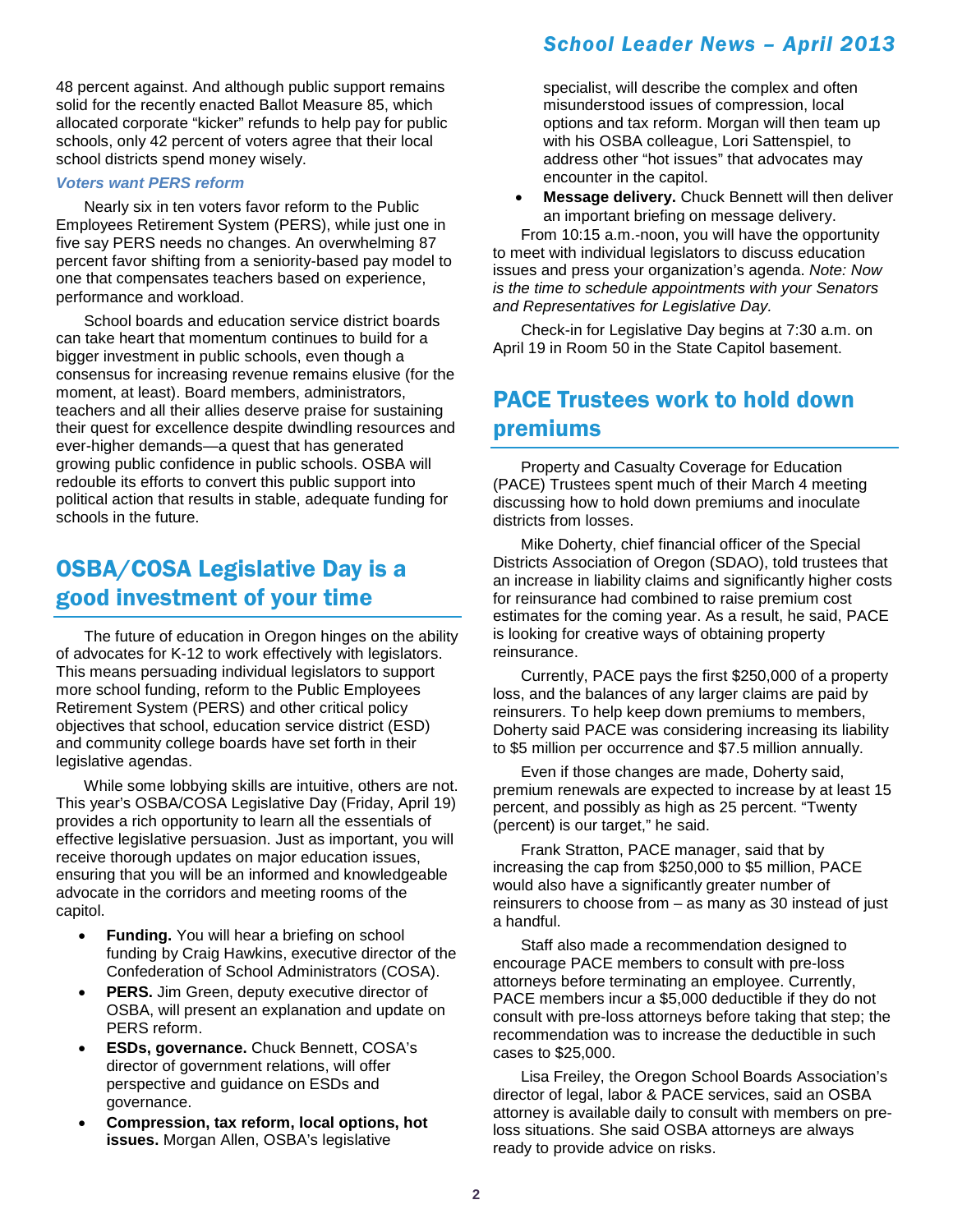48 percent against. And although public support remains solid for the recently enacted Ballot Measure 85, which allocated corporate "kicker" refunds to help pay for public schools, only 42 percent of voters agree that their local school districts spend money wisely.

### *Voters want PERS reform*

Nearly six in ten voters favor reform to the Public Employees Retirement System (PERS), while just one in five say PERS needs no changes. An overwhelming 87 percent favor shifting from a seniority-based pay model to one that compensates teachers based on experience, performance and workload.

School boards and education service district boards can take heart that momentum continues to build for a bigger investment in public schools, even though a consensus for increasing revenue remains elusive (for the moment, at least). Board members, administrators, teachers and all their allies deserve praise for sustaining their quest for excellence despite dwindling resources and ever-higher demands—a quest that has generated growing public confidence in public schools. OSBA will redouble its efforts to convert this public support into political action that results in stable, adequate funding for schools in the future.

## OSBA/COSA Legislative Day is a good investment of your time

The future of education in Oregon hinges on the ability of advocates for K-12 to work effectively with legislators. This means persuading individual legislators to support more school funding, reform to the Public Employees Retirement System (PERS) and other critical policy objectives that school, education service district (ESD) and community college boards have set forth in their legislative agendas.

While some lobbying skills are intuitive, others are not. This year's OSBA/COSA Legislative Day (Friday, April 19) provides a rich opportunity to learn all the essentials of effective legislative persuasion. Just as important, you will receive thorough updates on major education issues, ensuring that you will be an informed and knowledgeable advocate in the corridors and meeting rooms of the capitol.

- **Funding.** You will hear a briefing on school funding by Craig Hawkins, executive director of the Confederation of School Administrators (COSA).
- **PERS.** Jim Green, deputy executive director of OSBA, will present an explanation and update on PERS reform.
- **ESDs, governance.** Chuck Bennett, COSA's director of government relations, will offer perspective and guidance on ESDs and governance.
- **Compression, tax reform, local options, hot issues.** Morgan Allen, OSBA's legislative specialist, will describe the complex and often misunderstood issues of compression, local options and tax reform. Morgan will then team up with his OSBA colleague, Lori Sattenspiel, to address other "hot issues" that advocates may encounter in the capitol.
- **Message delivery.** Chuck Bennett will then deliver an important briefing on message delivery.

From 10:15 a.m.-noon, you will have the opportunity to meet with individual legislators to discuss education issues and press your organization's agenda. *Note: Now is the time to schedule appointments with your Senators and Representatives for Legislative Day.*

Check-in for Legislative Day begins at 7:30 a.m. on April 19 in Room 50 in the State Capitol basement.

## PACE Trustees work to hold down premiums

Property and Casualty Coverage for Education (PACE) Trustees spent much of their March 4 meeting discussing how to hold down premiums and inoculate districts from losses.

Mike Doherty, chief financial officer of the Special Districts Association of Oregon (SDAO), told trustees that an increase in liability claims and significantly higher costs for reinsurance had combined to raise premium cost estimates for the coming year. As a result, he said, PACE is looking for creative ways of obtaining property reinsurance.

Currently, PACE pays the first $250,000 of a property loss, and the balances of any larger claims are paid by reinsurers. To help keep down premiums to members, Doherty said PACE was considering increasing its liability to $5 million per occurrence and $7.5 million annually.

Even if those changes are made, Doherty said, premium renewals are expected to increase by at least 15 percent, and possibly as high as 25 percent. "Twenty (percent) is our target," he said.

Frank Stratton, PACE manager, said that by increasing the cap from $250,000 to $5 million, PACE would also have a significantly greater number of reinsurers to choose from – as many as 30 instead of just a handful.

Staff also made a recommendation designed to encourage PACE members to consult with pre-loss attorneys before terminating an employee. Currently, PACE members incur a $5,000 deductible if they do not consult with pre-loss attorneys before taking that step; the recommendation was to increase the deductible in such cases to $25,000.

Lisa Freiley, the Oregon School Boards Association's director of legal, labor & PACE services, said an OSBA attorney is available daily to consult with members on pre-loss situations. She said OSBA attorneys are always ready to provide advice on risks.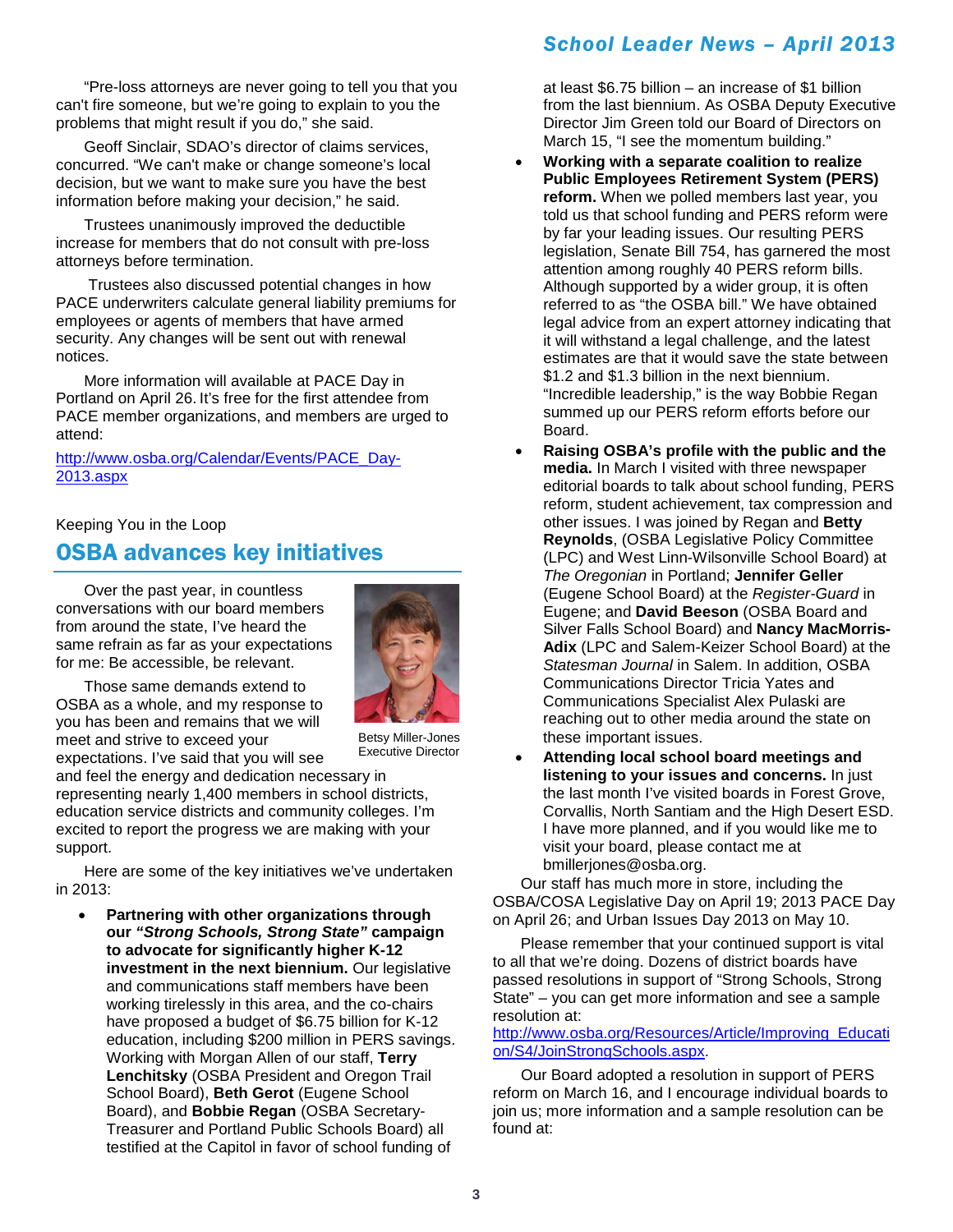"Pre-loss attorneys are never going to tell you that you can't fire someone, but we're going to explain to you the problems that might result if you do," she said.

Geoff Sinclair, SDAO's director of claims services, concurred. "We can't make or change someone's local decision, but we want to make sure you have the best information before making your decision," he said.

Trustees unanimously improved the deductible increase for members that do not consult with pre-loss attorneys before termination.

Trustees also discussed potential changes in how PACE underwriters calculate general liability premiums for employees or agents of members that have armed security. Any changes will be sent out with renewal notices.

More information will available at PACE Day in Portland on April 26. It's free for the first attendee from PACE member organizations, and members are urged to attend:

http://www.osba.org/Calendar/Events/PACE_Day-2013.aspx

Keeping You in the Loop

## OSBA advances key initiatives

Over the past year, in countless conversations with our board members from around the state, I've heard the same refrain as far as your expectations for me: Be accessible, be relevant.

Betsy Miller-Jones
Executive Director

Those same demands extend to OSBA as a whole, and my response to you has been and remains that we will meet and strive to exceed your expectations. I've said that you will see and feel the energy and dedication necessary in representing nearly 1,400 members in school districts, education service districts and community colleges. I'm excited to report the progress we are making with your support.

Here are some of the key initiatives we've undertaken in 2013:

- **Partnering with other organizations through our *"Strong Schools, Strong State"* campaign to advocate for significantly higher K-12 investment in the next biennium.** Our legislative and communications staff members have been working tirelessly in this area, and the co-chairs have proposed a budget of $6.75 billion for K-12 education, including $200 million in PERS savings. Working with Morgan Allen of our staff, **Terry Lenchitsky** (OSBA President and Oregon Trail School Board), **Beth Gerot** (Eugene School Board), and **Bobbie Regan** (OSBA Secretary-Treasurer and Portland Public Schools Board) all testified at the Capitol in favor of school funding of at least $6.75 billion – an increase of $1 billion from the last biennium. As OSBA Deputy Executive Director Jim Green told our Board of Directors on March 15, "I see the momentum building."
- **Working with a separate coalition to realize Public Employees Retirement System (PERS) reform.** When we polled members last year, you told us that school funding and PERS reform were by far your leading issues. Our resulting PERS legislation, Senate Bill 754, has garnered the most attention among roughly 40 PERS reform bills. Although supported by a wider group, it is often referred to as "the OSBA bill." We have obtained legal advice from an expert attorney indicating that it will withstand a legal challenge, and the latest estimates are that it would save the state between $1.2 and $1.3 billion in the next biennium. "Incredible leadership," is the way Bobbie Regan summed up our PERS reform efforts before our Board.
- **Raising OSBA's profile with the public and the media.** In March I visited with three newspaper editorial boards to talk about school funding, PERS reform, student achievement, tax compression and other issues. I was joined by Regan and **Betty Reynolds**, (OSBA Legislative Policy Committee (LPC) and West Linn-Wilsonville School Board) at *The Oregonian* in Portland; **Jennifer Geller** (Eugene School Board) at the *Register-Guard* in Eugene; and **David Beeson** (OSBA Board and Silver Falls School Board) and **Nancy MacMorris-Adix** (LPC and Salem-Keizer School Board) at the *Statesman Journal* in Salem. In addition, OSBA Communications Director Tricia Yates and Communications Specialist Alex Pulaski are reaching out to other media around the state on these important issues.
- **Attending local school board meetings and listening to your issues and concerns.** In just the last month I've visited boards in Forest Grove, Corvallis, North Santiam and the High Desert ESD. I have more planned, and if you would like me to visit your board, please contact me at bmillerjones@osba.org.

Our staff has much more in store, including the OSBA/COSA Legislative Day on April 19; 2013 PACE Day on April 26; and Urban Issues Day 2013 on May 10.

Please remember that your continued support is vital to all that we're doing. Dozens of district boards have passed resolutions in support of "Strong Schools, Strong State" – you can get more information and see a sample resolution at:
http://www.osba.org/Resources/Article/Improving_Education/S4/JoinStrongSchools.aspx.

Our Board adopted a resolution in support of PERS reform on March 16, and I encourage individual boards to join us; more information and a sample resolution can be found at: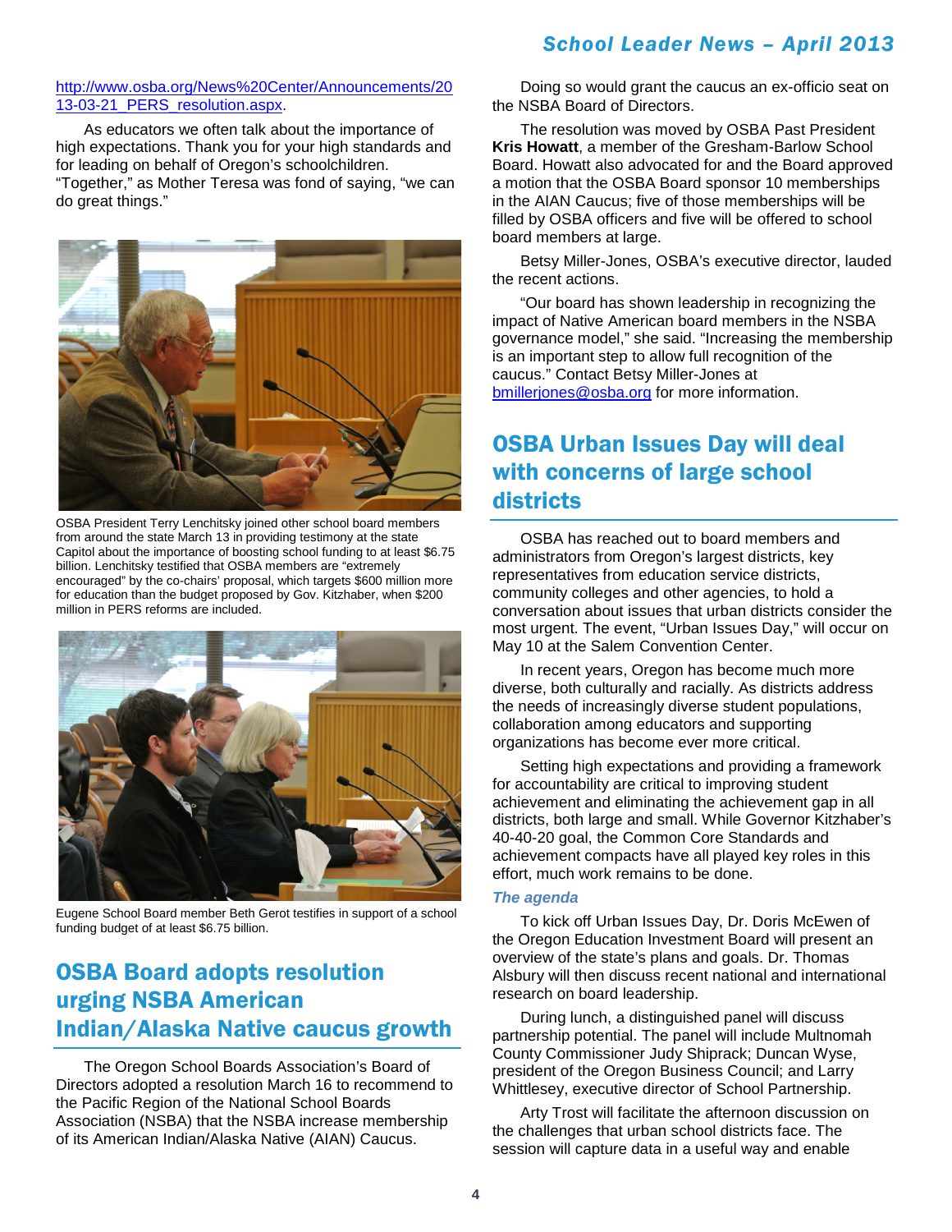http://www.osba.org/News%20Center/Announcements/2013-03-21_PERS_resolution.aspx.

As educators we often talk about the importance of high expectations. Thank you for your high standards and for leading on behalf of Oregon's schoolchildren. "Together," as Mother Teresa was fond of saying, "we can do great things."

OSBA President Terry Lenchitsky joined other school board members from around the state March 13 in providing testimony at the state Capitol about the importance of boosting school funding to at least $6.75 billion. Lenchitsky testified that OSBA members are "extremely encouraged" by the co-chairs' proposal, which targets $600 million more for education than the budget proposed by Gov. Kitzhaber, when $200 million in PERS reforms are included.

Eugene School Board member Beth Gerot testifies in support of a school funding budget of at least $6.75 billion.

## OSBA Board adopts resolution urging NSBA American Indian/Alaska Native caucus growth

The Oregon School Boards Association's Board of Directors adopted a resolution March 16 to recommend to the Pacific Region of the National School Boards Association (NSBA) that the NSBA increase membership of its American Indian/Alaska Native (AIAN) Caucus.

Doing so would grant the caucus an ex-officio seat on the NSBA Board of Directors.

The resolution was moved by OSBA Past President **Kris Howatt**, a member of the Gresham-Barlow School Board. Howatt also advocated for and the Board approved a motion that the OSBA Board sponsor 10 memberships in the AIAN Caucus; five of those memberships will be filled by OSBA officers and five will be offered to school board members at large.

Betsy Miller-Jones, OSBA's executive director, lauded the recent actions.

"Our board has shown leadership in recognizing the impact of Native American board members in the NSBA governance model," she said. "Increasing the membership is an important step to allow full recognition of the caucus." Contact Betsy Miller-Jones at bmillerjones@osba.org for more information.

## OSBA Urban Issues Day will deal with concerns of large school districts

OSBA has reached out to board members and administrators from Oregon's largest districts, key representatives from education service districts, community colleges and other agencies, to hold a conversation about issues that urban districts consider the most urgent. The event, "Urban Issues Day," will occur on May 10 at the Salem Convention Center.

In recent years, Oregon has become much more diverse, both culturally and racially. As districts address the needs of increasingly diverse student populations, collaboration among educators and supporting organizations has become ever more critical.

Setting high expectations and providing a framework for accountability are critical to improving student achievement and eliminating the achievement gap in all districts, both large and small. While Governor Kitzhaber's 40-40-20 goal, the Common Core Standards and achievement compacts have all played key roles in this effort, much work remains to be done.

### *The agenda*

To kick off Urban Issues Day, Dr. Doris McEwen of the Oregon Education Investment Board will present an overview of the state's plans and goals. Dr. Thomas Alsbury will then discuss recent national and international research on board leadership.

During lunch, a distinguished panel will discuss partnership potential. The panel will include Multnomah County Commissioner Judy Shiprack; Duncan Wyse, president of the Oregon Business Council; and Larry Whittlesey, executive director of School Partnership.

Arty Trost will facilitate the afternoon discussion on the challenges that urban school districts face. The session will capture data in a useful way and enable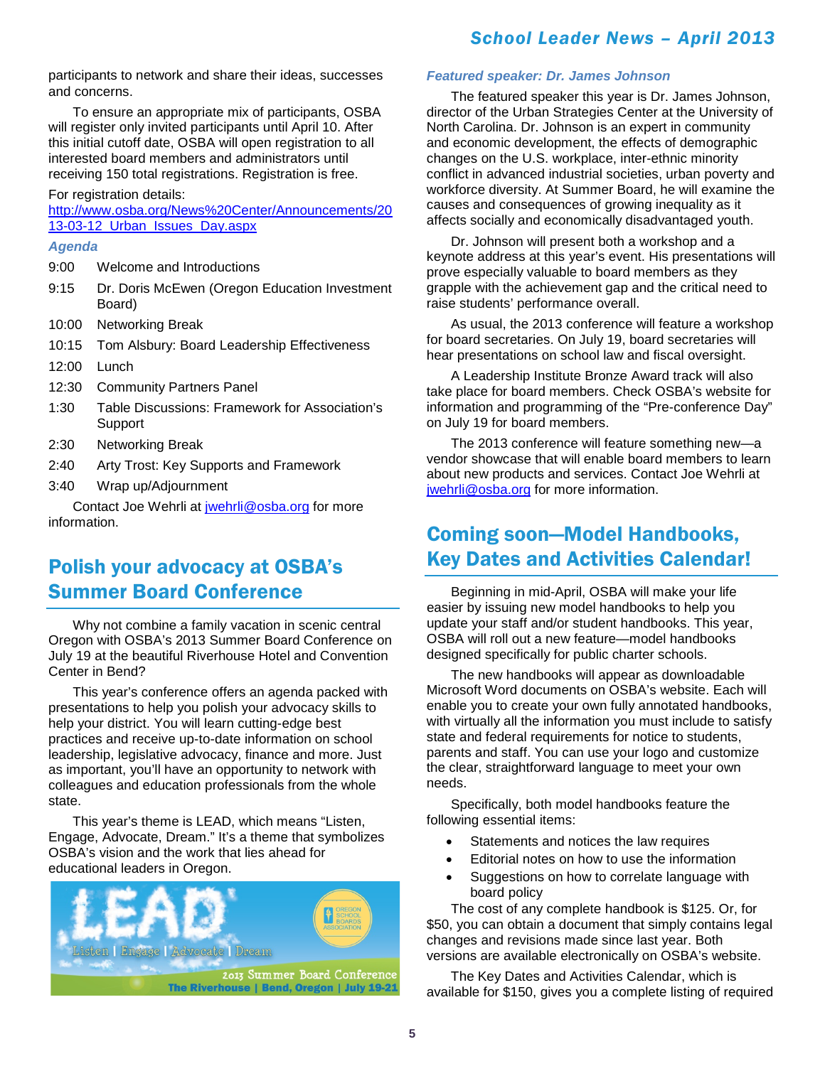participants to network and share their ideas, successes and concerns.

To ensure an appropriate mix of participants, OSBA will register only invited participants until April 10. After this initial cutoff date, OSBA will open registration to all interested board members and administrators until receiving 150 total registrations. Registration is free.

For registration details:
http://www.osba.org/News%20Center/Announcements/2013-03-12_Urban_Issues_Day.aspx

*Agenda*

- 9:00 Welcome and Introductions
- 9:15 Dr. Doris McEwen (Oregon Education Investment Board)
- 10:00 Networking Break
- 10:15 Tom Alsbury: Board Leadership Effectiveness
- 12:00 Lunch
- 12:30 Community Partners Panel
- 1:30 Table Discussions: Framework for Association's Support
- 2:30 Networking Break
- 2:40 Arty Trost: Key Supports and Framework
- 3:40 Wrap up/Adjournment

Contact Joe Wehrli at jwehrli@osba.org for more information.

## Polish your advocacy at OSBA's Summer Board Conference

Why not combine a family vacation in scenic central Oregon with OSBA's 2013 Summer Board Conference on July 19 at the beautiful Riverhouse Hotel and Convention Center in Bend?

This year's conference offers an agenda packed with presentations to help you polish your advocacy skills to help your district. You will learn cutting-edge best practices and receive up-to-date information on school leadership, legislative advocacy, finance and more. Just as important, you'll have an opportunity to network with colleagues and education professionals from the whole state.

This year's theme is LEAD, which means "Listen, Engage, Advocate, Dream." It's a theme that symbolizes OSBA's vision and the work that lies ahead for educational leaders in Oregon.

LEAD
Listen | Engage | Advocate | Dream
Oregon School Boards Association
2013 Summer Board Conference
The Riverhouse | Bend, Oregon | July 19-21

*Featured speaker: Dr. James Johnson*

The featured speaker this year is Dr. James Johnson, director of the Urban Strategies Center at the University of North Carolina. Dr. Johnson is an expert in community and economic development, the effects of demographic changes on the U.S. workplace, inter-ethnic minority conflict in advanced industrial societies, urban poverty and workforce diversity. At Summer Board, he will examine the causes and consequences of growing inequality as it affects socially and economically disadvantaged youth.

Dr. Johnson will present both a workshop and a keynote address at this year's event. His presentations will prove especially valuable to board members as they grapple with the achievement gap and the critical need to raise students' performance overall.

As usual, the 2013 conference will feature a workshop for board secretaries. On July 19, board secretaries will hear presentations on school law and fiscal oversight.

A Leadership Institute Bronze Award track will also take place for board members. Check OSBA's website for information and programming of the "Pre-conference Day" on July 19 for board members.

The 2013 conference will feature something new—a vendor showcase that will enable board members to learn about new products and services. Contact Joe Wehrli at jwehrli@osba.org for more information.

## Coming soon—Model Handbooks, Key Dates and Activities Calendar!

Beginning in mid-April, OSBA will make your life easier by issuing new model handbooks to help you update your staff and/or student handbooks. This year, OSBA will roll out a new feature—model handbooks designed specifically for public charter schools.

The new handbooks will appear as downloadable Microsoft Word documents on OSBA's website. Each will enable you to create your own fully annotated handbooks, with virtually all the information you must include to satisfy state and federal requirements for notice to students, parents and staff. You can use your logo and customize the clear, straightforward language to meet your own needs.

Specifically, both model handbooks feature the following essential items:

- Statements and notices the law requires
- Editorial notes on how to use the information
- Suggestions on how to correlate language with board policy

The cost of any complete handbook is $125. Or, for $50, you can obtain a document that simply contains legal changes and revisions made since last year. Both versions are available electronically on OSBA's website.

The Key Dates and Activities Calendar, which is available for $150, gives you a complete listing of required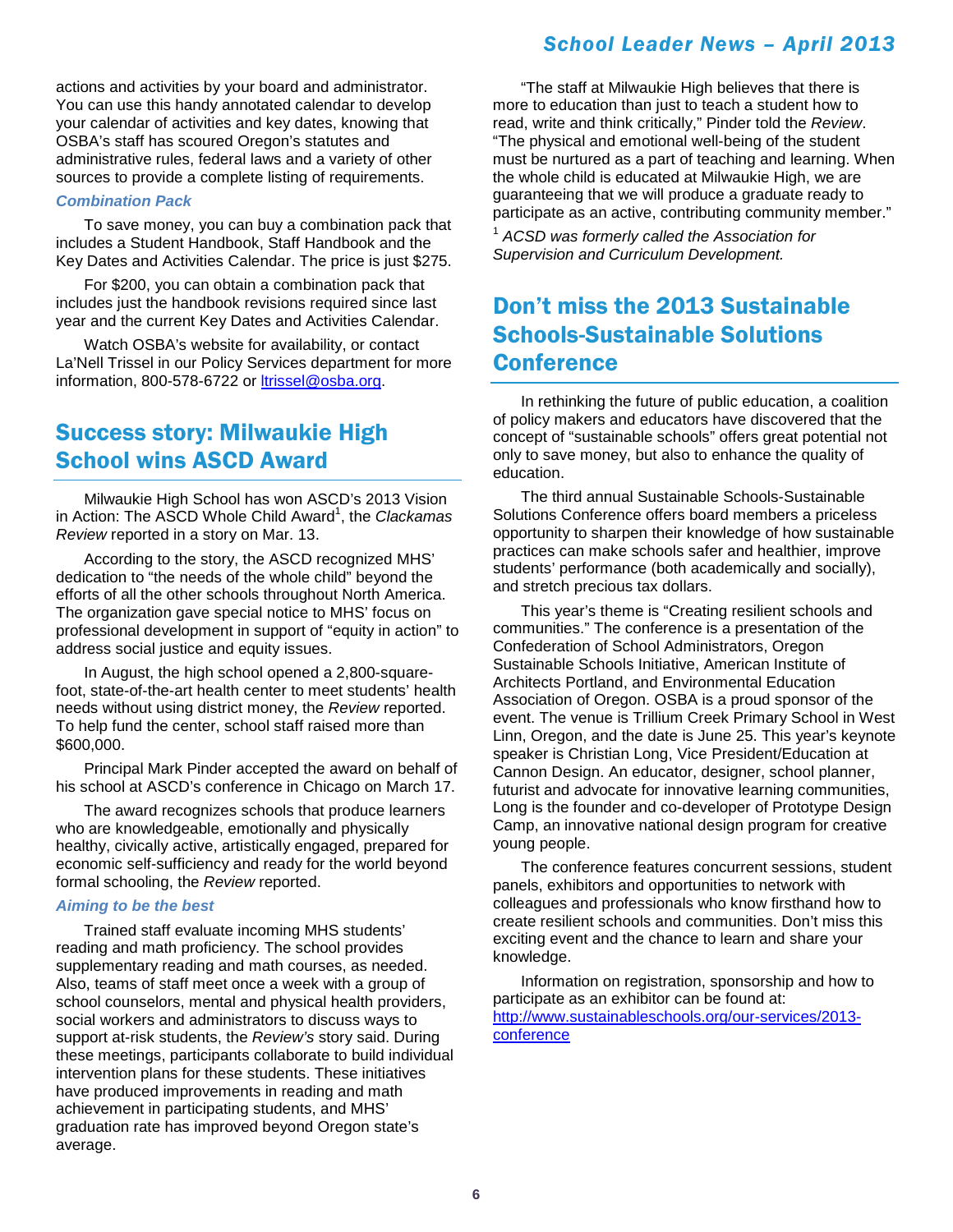actions and activities by your board and administrator. You can use this handy annotated calendar to develop your calendar of activities and key dates, knowing that OSBA's staff has scoured Oregon's statutes and administrative rules, federal laws and a variety of other sources to provide a complete listing of requirements.

### *Combination Pack*

To save money, you can buy a combination pack that includes a Student Handbook, Staff Handbook and the Key Dates and Activities Calendar. The price is just $275.

For $200, you can obtain a combination pack that includes just the handbook revisions required since last year and the current Key Dates and Activities Calendar.

Watch OSBA's website for availability, or contact La'Nell Trissel in our Policy Services department for more information, 800-578-6722 or [ltrissel@osba.org](mailto:ltrissel@osba.org).

## Success story: Milwaukie High School wins ASCD Award

Milwaukie High School has won ASCD's 2013 Vision in Action: The ASCD Whole Child Award[1], the *Clackamas Review* reported in a story on Mar. 13.

According to the story, the ASCD recognized MHS' dedication to "the needs of the whole child" beyond the efforts of all the other schools throughout North America. The organization gave special notice to MHS' focus on professional development in support of "equity in action" to address social justice and equity issues.

In August, the high school opened a 2,800-square-foot, state-of-the-art health center to meet students' health needs without using district money, the *Review* reported. To help fund the center, school staff raised more than $600,000.

Principal Mark Pinder accepted the award on behalf of his school at ASCD's conference in Chicago on March 17.

The award recognizes schools that produce learners who are knowledgeable, emotionally and physically healthy, civically active, artistically engaged, prepared for economic self-sufficiency and ready for the world beyond formal schooling, the *Review* reported.

### *Aiming to be the best*

Trained staff evaluate incoming MHS students' reading and math proficiency. The school provides supplementary reading and math courses, as needed. Also, teams of staff meet once a week with a group of school counselors, mental and physical health providers, social workers and administrators to discuss ways to support at-risk students, the *Review's* story said. During these meetings, participants collaborate to build individual intervention plans for these students. These initiatives have produced improvements in reading and math achievement in participating students, and MHS' graduation rate has improved beyond Oregon state's average.

"The staff at Milwaukie High believes that there is more to education than just to teach a student how to read, write and think critically," Pinder told the *Review*. "The physical and emotional well-being of the student must be nurtured as a part of teaching and learning. When the whole child is educated at Milwaukie High, we are guaranteeing that we will produce a graduate ready to participate as an active, contributing community member."

[1] *ACSD was formerly called the Association for Supervision and Curriculum Development.*

## Don't miss the 2013 Sustainable Schools-Sustainable Solutions Conference

In rethinking the future of public education, a coalition of policy makers and educators have discovered that the concept of "sustainable schools" offers great potential not only to save money, but also to enhance the quality of education.

The third annual Sustainable Schools-Sustainable Solutions Conference offers board members a priceless opportunity to sharpen their knowledge of how sustainable practices can make schools safer and healthier, improve students' performance (both academically and socially), and stretch precious tax dollars.

This year's theme is "Creating resilient schools and communities." The conference is a presentation of the Confederation of School Administrators, Oregon Sustainable Schools Initiative, American Institute of Architects Portland, and Environmental Education Association of Oregon. OSBA is a proud sponsor of the event. The venue is Trillium Creek Primary School in West Linn, Oregon, and the date is June 25. This year's keynote speaker is Christian Long, Vice President/Education at Cannon Design. An educator, designer, school planner, futurist and advocate for innovative learning communities, Long is the founder and co-developer of Prototype Design Camp, an innovative national design program for creative young people.

The conference features concurrent sessions, student panels, exhibitors and opportunities to network with colleagues and professionals who know firsthand how to create resilient schools and communities. Don't miss this exciting event and the chance to learn and share your knowledge.

Information on registration, sponsorship and how to participate as an exhibitor can be found at: [http://www.sustainableschools.org/our-services/2013-conference](http://www.sustainableschools.org/our-services/2013-conference)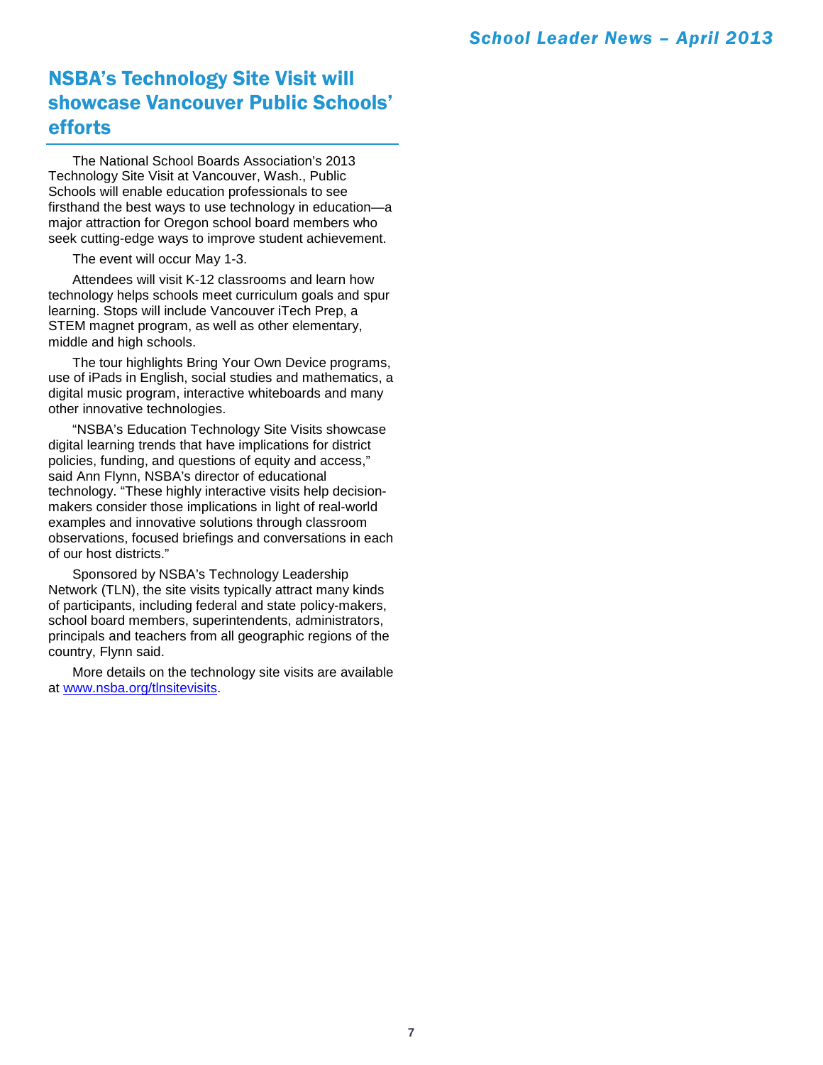## NSBA's Technology Site Visit will showcase Vancouver Public Schools' efforts

The National School Boards Association's 2013 Technology Site Visit at Vancouver, Wash., Public Schools will enable education professionals to see firsthand the best ways to use technology in education—a major attraction for Oregon school board members who seek cutting-edge ways to improve student achievement.

The event will occur May 1-3.

Attendees will visit K-12 classrooms and learn how technology helps schools meet curriculum goals and spur learning. Stops will include Vancouver iTech Prep, a STEM magnet program, as well as other elementary, middle and high schools.

The tour highlights Bring Your Own Device programs, use of iPads in English, social studies and mathematics, a digital music program, interactive whiteboards and many other innovative technologies.

"NSBA's Education Technology Site Visits showcase digital learning trends that have implications for district policies, funding, and questions of equity and access," said Ann Flynn, NSBA's director of educational technology. "These highly interactive visits help decision-makers consider those implications in light of real-world examples and innovative solutions through classroom observations, focused briefings and conversations in each of our host districts."

Sponsored by NSBA's Technology Leadership Network (TLN), the site visits typically attract many kinds of participants, including federal and state policy-makers, school board members, superintendents, administrators, principals and teachers from all geographic regions of the country, Flynn said.

More details on the technology site visits are available at [www.nsba.org/tlnsitevisits](http://www.nsba.org/tlnsitevisits).